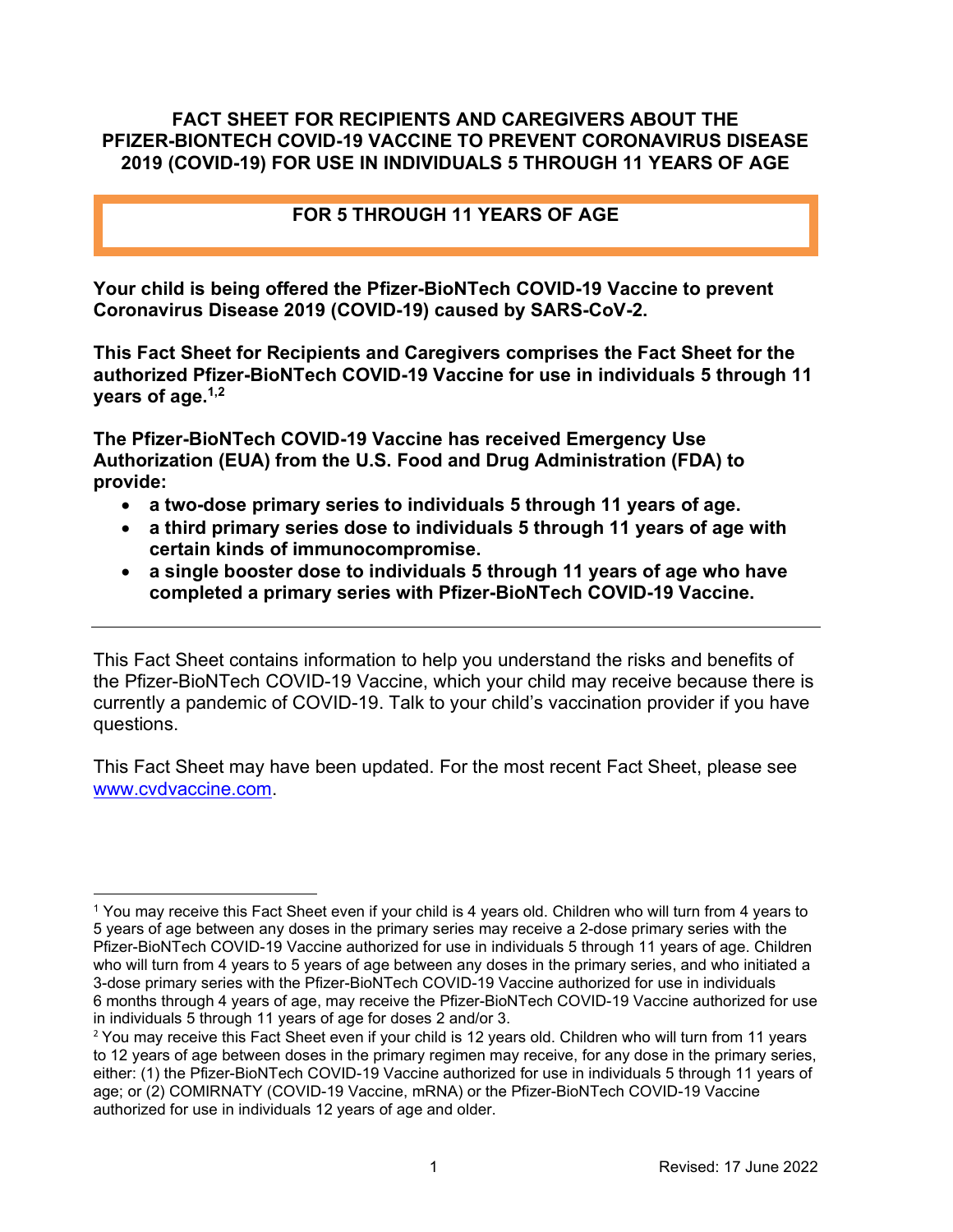# FACT SHEET FOR RECIPIENTS AND CAREGIVERS ABOUT THE PFIZER-BIONTECH COVID-19 VACCINE TO PREVENT CORONAVIRUS DISEASE 2019 (COVID-19) FOR USE IN INDIVIDUALS 5 THROUGH 11 YEARS OF AGE

## FOR 5 THROUGH 11 YEARS OF AGE

**Your child is being offered the Pfizer-BioNTech COVID-19 Vaccine to prevent Coronavirus Disease 2019 (COVID-19) caused by SARS-CoV-2.**

**This Fact Sheet for Recipients and Caregivers comprises the Fact Sheet for the authorized Pfizer-BioNTech COVID-19 Vaccine for use in individuals 5 through 11 years of age.[1,2]**

**The Pfizer-BioNTech COVID-19 Vaccine has received Emergency Use Authorization (EUA) from the U.S. Food and Drug Administration (FDA) to provide:**

- **a two-dose primary series to individuals 5 through 11 years of age.**
- **a third primary series dose to individuals 5 through 11 years of age with certain kinds of immunocompromise.**
- **a single booster dose to individuals 5 through 11 years of age who have completed a primary series with Pfizer-BioNTech COVID-19 Vaccine.**

---

This Fact Sheet contains information to help you understand the risks and benefits of the Pfizer-BioNTech COVID-19 Vaccine, which your child may receive because there is currently a pandemic of COVID-19. Talk to your child's vaccination provider if you have questions.

This Fact Sheet may have been updated. For the most recent Fact Sheet, please see www.cvdvaccine.com.

---

[1] You may receive this Fact Sheet even if your child is 4 years old. Children who will turn from 4 years to 5 years of age between any doses in the primary series may receive a 2-dose primary series with the Pfizer-BioNTech COVID-19 Vaccine authorized for use in individuals 5 through 11 years of age. Children who will turn from 4 years to 5 years of age between any doses in the primary series, and who initiated a 3-dose primary series with the Pfizer-BioNTech COVID-19 Vaccine authorized for use in individuals 6 months through 4 years of age, may receive the Pfizer-BioNTech COVID-19 Vaccine authorized for use in individuals 5 through 11 years of age for doses 2 and/or 3.

[2] You may receive this Fact Sheet even if your child is 12 years old. Children who will turn from 11 years to 12 years of age between doses in the primary regimen may receive, for any dose in the primary series, either: (1) the Pfizer-BioNTech COVID-19 Vaccine authorized for use in individuals 5 through 11 years of age; or (2) COMIRNATY (COVID-19 Vaccine, mRNA) or the Pfizer-BioNTech COVID-19 Vaccine authorized for use in individuals 12 years of age and older.

Revised: 17 June 2022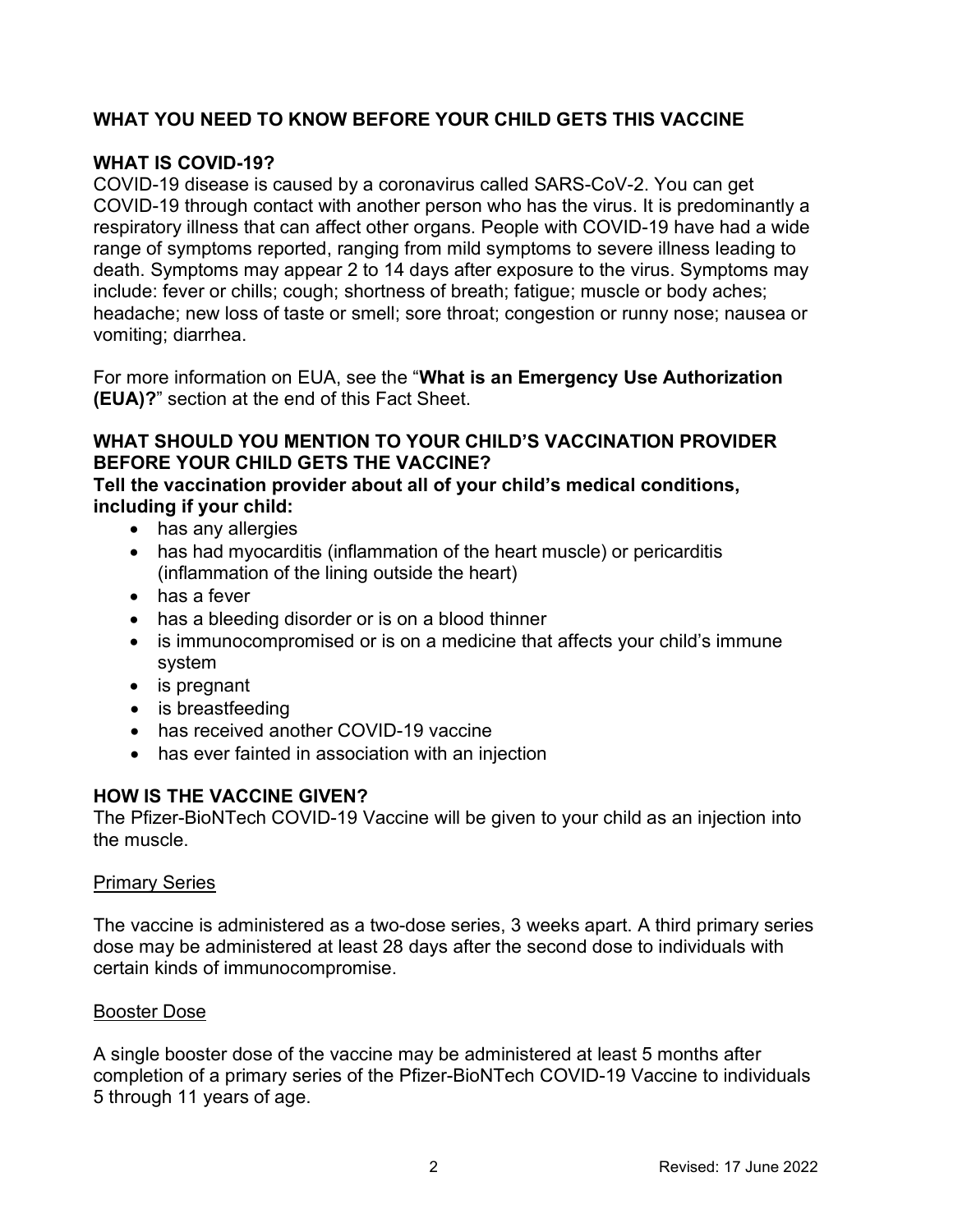## WHAT YOU NEED TO KNOW BEFORE YOUR CHILD GETS THIS VACCINE

### WHAT IS COVID-19?

COVID-19 disease is caused by a coronavirus called SARS-CoV-2. You can get COVID-19 through contact with another person who has the virus. It is predominantly a respiratory illness that can affect other organs. People with COVID-19 have had a wide range of symptoms reported, ranging from mild symptoms to severe illness leading to death. Symptoms may appear 2 to 14 days after exposure to the virus. Symptoms may include: fever or chills; cough; shortness of breath; fatigue; muscle or body aches; headache; new loss of taste or smell; sore throat; congestion or runny nose; nausea or vomiting; diarrhea.

For more information on EUA, see the "**What is an Emergency Use Authorization (EUA)?**" section at the end of this Fact Sheet.

### WHAT SHOULD YOU MENTION TO YOUR CHILD'S VACCINATION PROVIDER BEFORE YOUR CHILD GETS THE VACCINE?

**Tell the vaccination provider about all of your child's medical conditions, including if your child:**

- has any allergies
- has had myocarditis (inflammation of the heart muscle) or pericarditis (inflammation of the lining outside the heart)
- has a fever
- has a bleeding disorder or is on a blood thinner
- is immunocompromised or is on a medicine that affects your child's immune system
- is pregnant
- is breastfeeding
- has received another COVID-19 vaccine
- has ever fainted in association with an injection

### HOW IS THE VACCINE GIVEN?

The Pfizer-BioNTech COVID-19 Vaccine will be given to your child as an injection into the muscle.

<u>Primary Series</u>

The vaccine is administered as a two-dose series, 3 weeks apart. A third primary series dose may be administered at least 28 days after the second dose to individuals with certain kinds of immunocompromise.

<u>Booster Dose</u>

A single booster dose of the vaccine may be administered at least 5 months after completion of a primary series of the Pfizer-BioNTech COVID-19 Vaccine to individuals 5 through 11 years of age.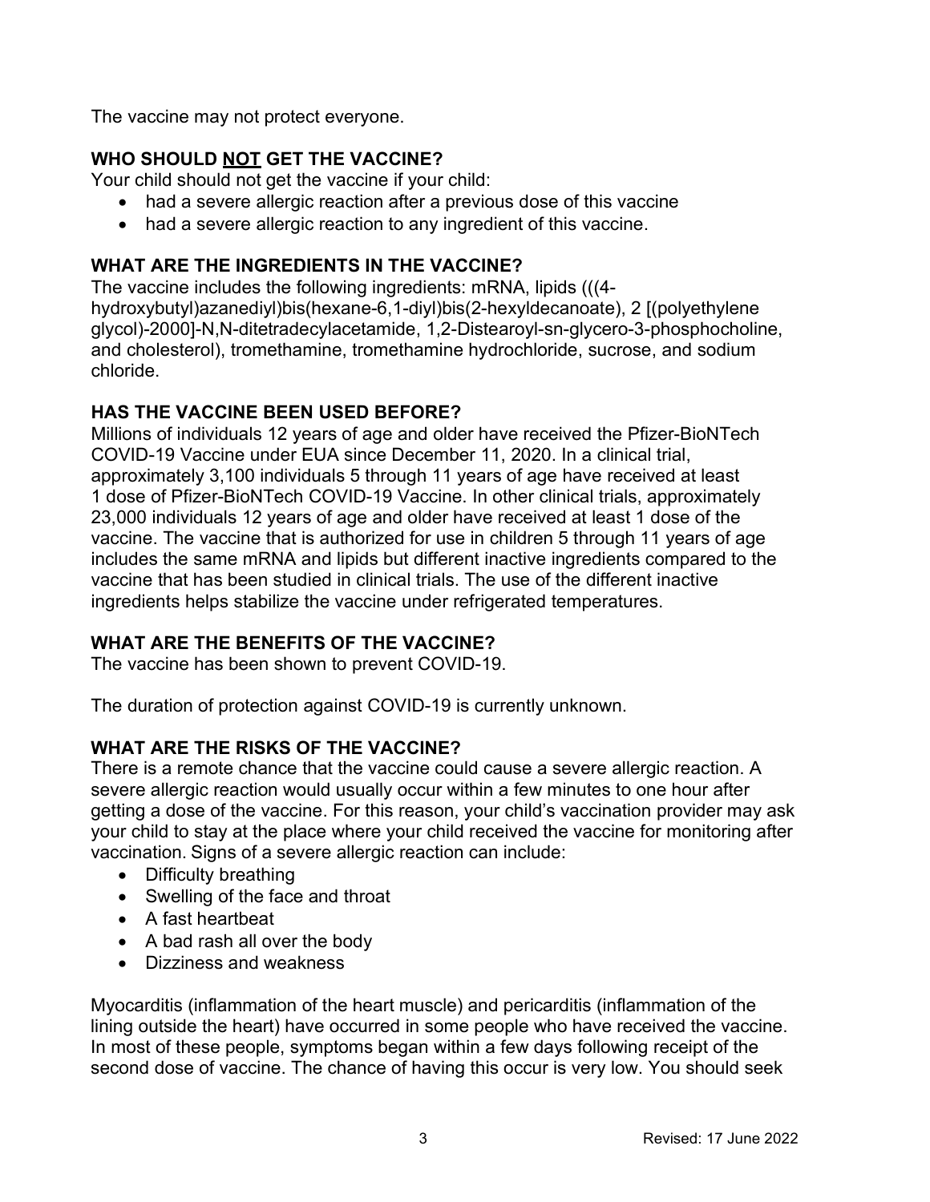The vaccine may not protect everyone.

## WHO SHOULD NOT GET THE VACCINE?

Your child should not get the vaccine if your child:

- had a severe allergic reaction after a previous dose of this vaccine
- had a severe allergic reaction to any ingredient of this vaccine.

## WHAT ARE THE INGREDIENTS IN THE VACCINE?

The vaccine includes the following ingredients: mRNA, lipids (((4-hydroxybutyl)azanediyl)bis(hexane-6,1-diyl)bis(2-hexyldecanoate), 2 [(polyethylene glycol)-2000]-N,N-ditetradecylacetamide, 1,2-Distearoyl-sn-glycero-3-phosphocholine, and cholesterol), tromethamine, tromethamine hydrochloride, sucrose, and sodium chloride.

## HAS THE VACCINE BEEN USED BEFORE?

Millions of individuals 12 years of age and older have received the Pfizer-BioNTech COVID-19 Vaccine under EUA since December 11, 2020. In a clinical trial, approximately 3,100 individuals 5 through 11 years of age have received at least 1 dose of Pfizer-BioNTech COVID-19 Vaccine. In other clinical trials, approximately 23,000 individuals 12 years of age and older have received at least 1 dose of the vaccine. The vaccine that is authorized for use in children 5 through 11 years of age includes the same mRNA and lipids but different inactive ingredients compared to the vaccine that has been studied in clinical trials. The use of the different inactive ingredients helps stabilize the vaccine under refrigerated temperatures.

## WHAT ARE THE BENEFITS OF THE VACCINE?

The vaccine has been shown to prevent COVID-19.

The duration of protection against COVID-19 is currently unknown.

## WHAT ARE THE RISKS OF THE VACCINE?

There is a remote chance that the vaccine could cause a severe allergic reaction. A severe allergic reaction would usually occur within a few minutes to one hour after getting a dose of the vaccine. For this reason, your child's vaccination provider may ask your child to stay at the place where your child received the vaccine for monitoring after vaccination. Signs of a severe allergic reaction can include:

- Difficulty breathing
- Swelling of the face and throat
- A fast heartbeat
- A bad rash all over the body
- Dizziness and weakness

Myocarditis (inflammation of the heart muscle) and pericarditis (inflammation of the lining outside the heart) have occurred in some people who have received the vaccine. In most of these people, symptoms began within a few days following receipt of the second dose of vaccine. The chance of having this occur is very low. You should seek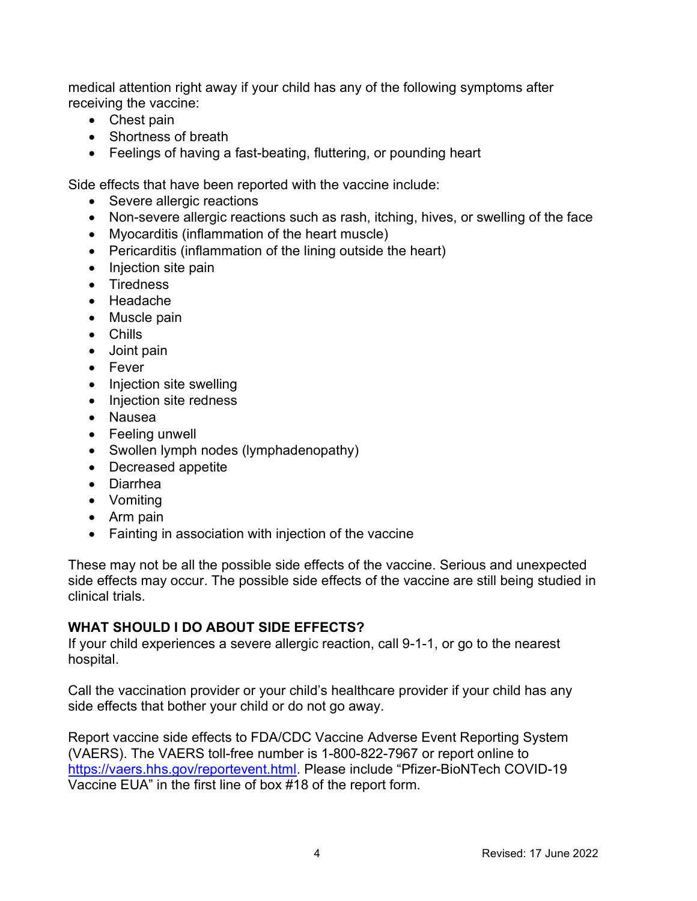medical attention right away if your child has any of the following symptoms after receiving the vaccine:

- Chest pain
- Shortness of breath
- Feelings of having a fast-beating, fluttering, or pounding heart

Side effects that have been reported with the vaccine include:

- Severe allergic reactions
- Non-severe allergic reactions such as rash, itching, hives, or swelling of the face
- Myocarditis (inflammation of the heart muscle)
- Pericarditis (inflammation of the lining outside the heart)
- Injection site pain
- Tiredness
- Headache
- Muscle pain
- Chills
- Joint pain
- Fever
- Injection site swelling
- Injection site redness
- Nausea
- Feeling unwell
- Swollen lymph nodes (lymphadenopathy)
- Decreased appetite
- Diarrhea
- Vomiting
- Arm pain
- Fainting in association with injection of the vaccine

These may not be all the possible side effects of the vaccine. Serious and unexpected side effects may occur. The possible side effects of the vaccine are still being studied in clinical trials.

**WHAT SHOULD I DO ABOUT SIDE EFFECTS?**

If your child experiences a severe allergic reaction, call 9-1-1, or go to the nearest hospital.

Call the vaccination provider or your child's healthcare provider if your child has any side effects that bother your child or do not go away.

Report vaccine side effects to FDA/CDC Vaccine Adverse Event Reporting System (VAERS). The VAERS toll-free number is 1-800-822-7967 or report online to https://vaers.hhs.gov/reportevent.html. Please include "Pfizer-BioNTech COVID-19 Vaccine EUA" in the first line of box #18 of the report form.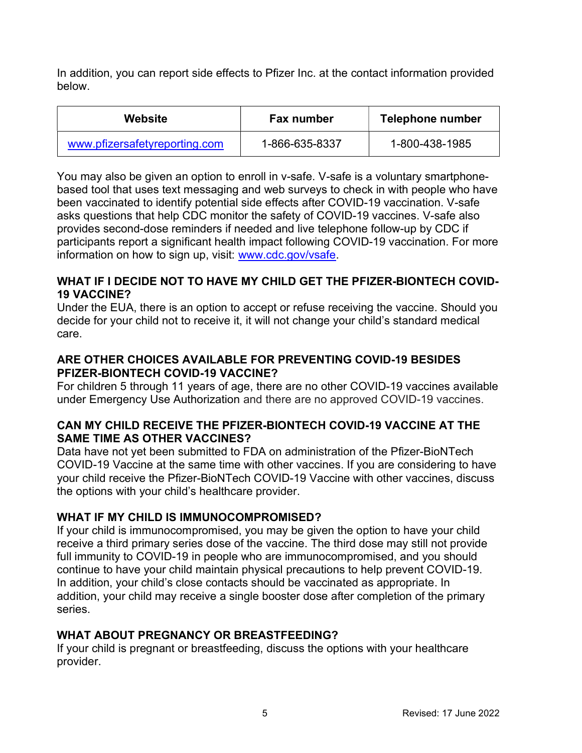In addition, you can report side effects to Pfizer Inc. at the contact information provided below.

| Website | Fax number | Telephone number |
| --- | --- | --- |
| www.pfizersafetyreporting.com | 1-866-635-8337 | 1-800-438-1985 |

You may also be given an option to enroll in v-safe. V-safe is a voluntary smartphone-based tool that uses text messaging and web surveys to check in with people who have been vaccinated to identify potential side effects after COVID-19 vaccination. V-safe asks questions that help CDC monitor the safety of COVID-19 vaccines. V-safe also provides second-dose reminders if needed and live telephone follow-up by CDC if participants report a significant health impact following COVID-19 vaccination. For more information on how to sign up, visit: www.cdc.gov/vsafe.

## WHAT IF I DECIDE NOT TO HAVE MY CHILD GET THE PFIZER-BIONTECH COVID-19 VACCINE?

Under the EUA, there is an option to accept or refuse receiving the vaccine. Should you decide for your child not to receive it, it will not change your child's standard medical care.

## ARE OTHER CHOICES AVAILABLE FOR PREVENTING COVID-19 BESIDES PFIZER-BIONTECH COVID-19 VACCINE?

For children 5 through 11 years of age, there are no other COVID-19 vaccines available under Emergency Use Authorization and there are no approved COVID-19 vaccines.

## CAN MY CHILD RECEIVE THE PFIZER-BIONTECH COVID-19 VACCINE AT THE SAME TIME AS OTHER VACCINES?

Data have not yet been submitted to FDA on administration of the Pfizer-BioNTech COVID-19 Vaccine at the same time with other vaccines. If you are considering to have your child receive the Pfizer-BioNTech COVID-19 Vaccine with other vaccines, discuss the options with your child's healthcare provider.

## WHAT IF MY CHILD IS IMMUNOCOMPROMISED?

If your child is immunocompromised, you may be given the option to have your child receive a third primary series dose of the vaccine. The third dose may still not provide full immunity to COVID-19 in people who are immunocompromised, and you should continue to have your child maintain physical precautions to help prevent COVID-19. In addition, your child's close contacts should be vaccinated as appropriate. In addition, your child may receive a single booster dose after completion of the primary series.

## WHAT ABOUT PREGNANCY OR BREASTFEEDING?

If your child is pregnant or breastfeeding, discuss the options with your healthcare provider.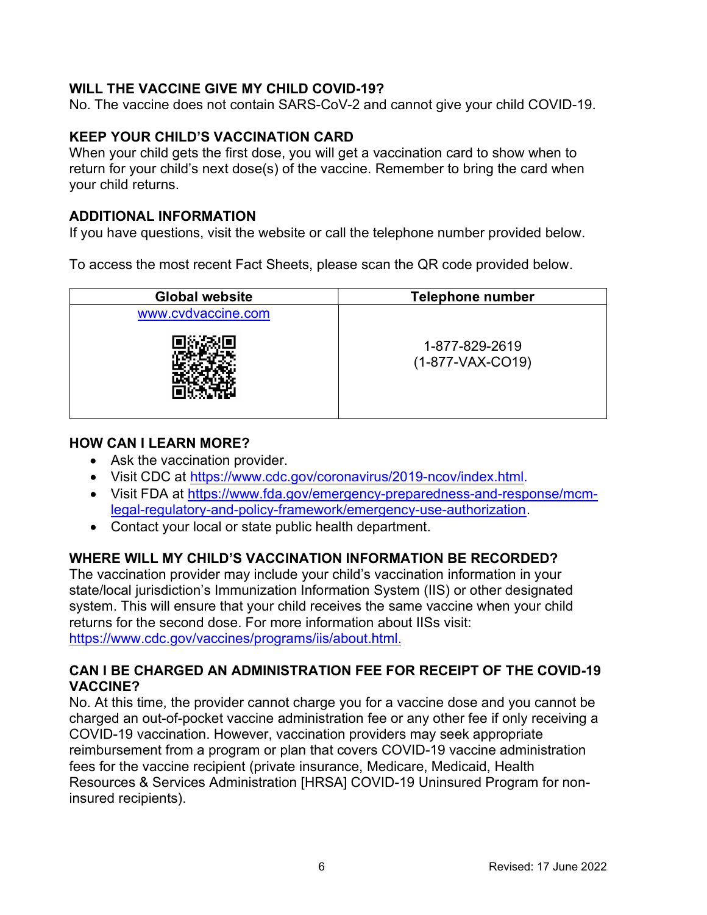## WILL THE VACCINE GIVE MY CHILD COVID-19?

No. The vaccine does not contain SARS-CoV-2 and cannot give your child COVID-19.

## KEEP YOUR CHILD'S VACCINATION CARD

When your child gets the first dose, you will get a vaccination card to show when to return for your child's next dose(s) of the vaccine. Remember to bring the card when your child returns.

## ADDITIONAL INFORMATION

If you have questions, visit the website or call the telephone number provided below.

To access the most recent Fact Sheets, please scan the QR code provided below.

| Global website | Telephone number |
|---|---|
| www.cvdvaccine.com | 1-877-829-2619<br>(1-877-VAX-CO19) |

## HOW CAN I LEARN MORE?

- Ask the vaccination provider.
- Visit CDC at https://www.cdc.gov/coronavirus/2019-ncov/index.html.
- Visit FDA at https://www.fda.gov/emergency-preparedness-and-response/mcm-legal-regulatory-and-policy-framework/emergency-use-authorization.
- Contact your local or state public health department.

## WHERE WILL MY CHILD'S VACCINATION INFORMATION BE RECORDED?

The vaccination provider may include your child's vaccination information in your state/local jurisdiction's Immunization Information System (IIS) or other designated system. This will ensure that your child receives the same vaccine when your child returns for the second dose. For more information about IISs visit: https://www.cdc.gov/vaccines/programs/iis/about.html.

## CAN I BE CHARGED AN ADMINISTRATION FEE FOR RECEIPT OF THE COVID-19 VACCINE?

No. At this time, the provider cannot charge you for a vaccine dose and you cannot be charged an out-of-pocket vaccine administration fee or any other fee if only receiving a COVID-19 vaccination. However, vaccination providers may seek appropriate reimbursement from a program or plan that covers COVID-19 vaccine administration fees for the vaccine recipient (private insurance, Medicare, Medicaid, Health Resources & Services Administration [HRSA] COVID-19 Uninsured Program for non-insured recipients).

Revised: 17 June 2022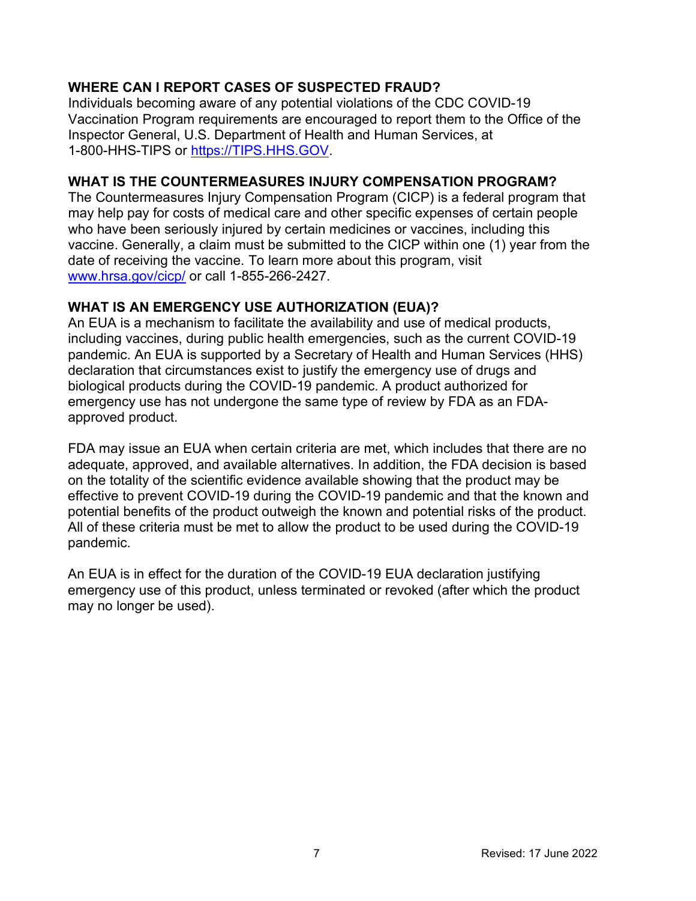## WHERE CAN I REPORT CASES OF SUSPECTED FRAUD?

Individuals becoming aware of any potential violations of the CDC COVID-19 Vaccination Program requirements are encouraged to report them to the Office of the Inspector General, U.S. Department of Health and Human Services, at 1-800-HHS-TIPS or [https://TIPS.HHS.GOV](https://TIPS.HHS.GOV).

## WHAT IS THE COUNTERMEASURES INJURY COMPENSATION PROGRAM?

The Countermeasures Injury Compensation Program (CICP) is a federal program that may help pay for costs of medical care and other specific expenses of certain people who have been seriously injured by certain medicines or vaccines, including this vaccine. Generally, a claim must be submitted to the CICP within one (1) year from the date of receiving the vaccine. To learn more about this program, visit [www.hrsa.gov/cicp/](http://www.hrsa.gov/cicp/) or call 1-855-266-2427.

## WHAT IS AN EMERGENCY USE AUTHORIZATION (EUA)?

An EUA is a mechanism to facilitate the availability and use of medical products, including vaccines, during public health emergencies, such as the current COVID-19 pandemic. An EUA is supported by a Secretary of Health and Human Services (HHS) declaration that circumstances exist to justify the emergency use of drugs and biological products during the COVID-19 pandemic. A product authorized for emergency use has not undergone the same type of review by FDA as an FDA-approved product.

FDA may issue an EUA when certain criteria are met, which includes that there are no adequate, approved, and available alternatives. In addition, the FDA decision is based on the totality of the scientific evidence available showing that the product may be effective to prevent COVID-19 during the COVID-19 pandemic and that the known and potential benefits of the product outweigh the known and potential risks of the product. All of these criteria must be met to allow the product to be used during the COVID-19 pandemic.

An EUA is in effect for the duration of the COVID-19 EUA declaration justifying emergency use of this product, unless terminated or revoked (after which the product may no longer be used).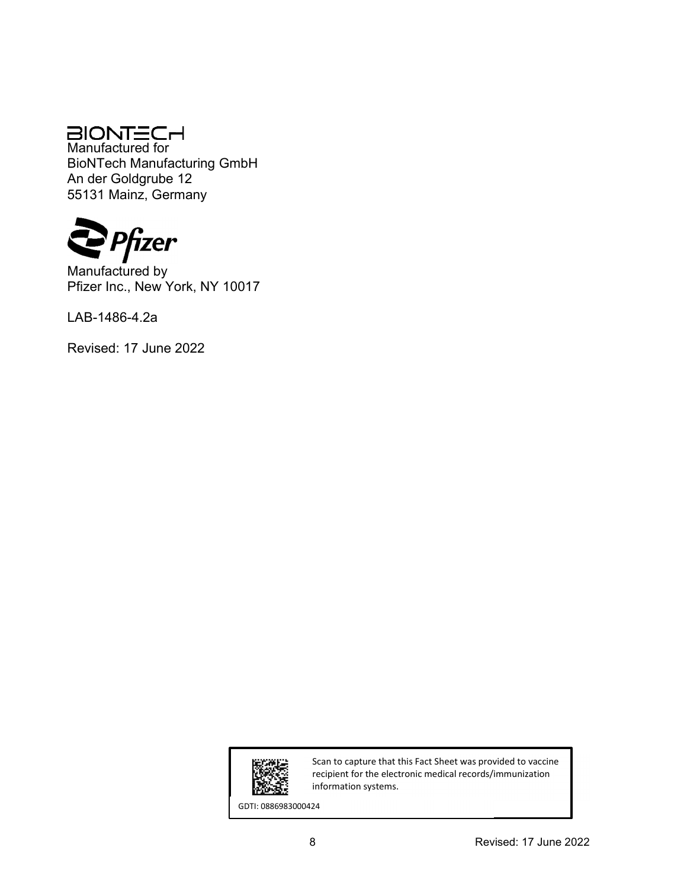BIONTECH

Manufactured for
BioNTech Manufacturing GmbH
An der Goldgrube 12
55131 Mainz, Germany

Pfizer

Manufactured by
Pfizer Inc., New York, NY 10017

LAB-1486-4.2a

Revised: 17 June 2022

Scan to capture that this Fact Sheet was provided to vaccine recipient for the electronic medical records/immunization information systems.

GDTI: 0886983000424